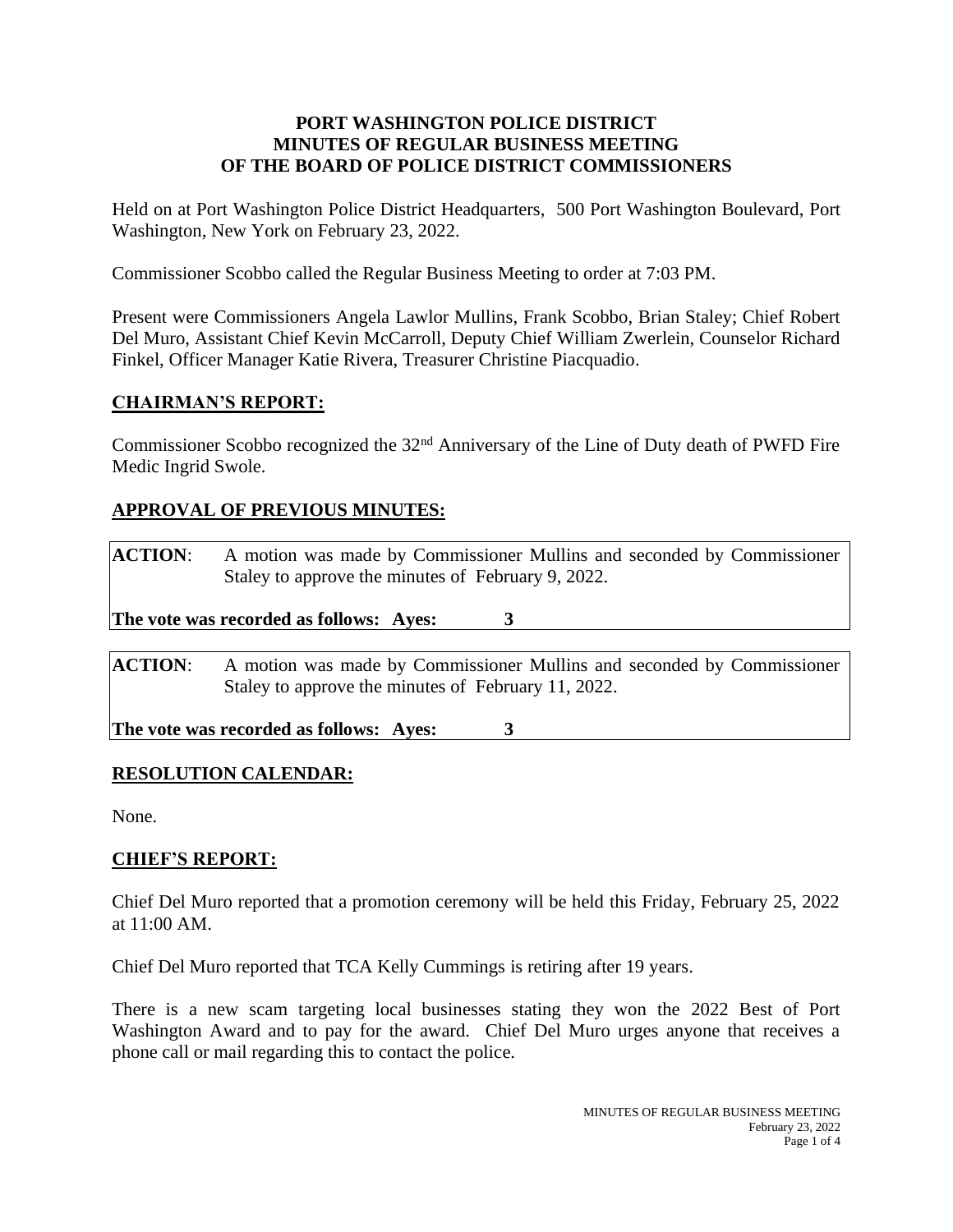# PORT WASHINGTON POLICE DISTRICT
# MINUTES OF REGULAR BUSINESS MEETING
# OF THE BOARD OF POLICE DISTRICT COMMISSIONERS

Held on at Port Washington Police District Headquarters, 500 Port Washington Boulevard, Port Washington, New York on February 23, 2022.

Commissioner Scobbo called the Regular Business Meeting to order at 7:03 PM.

Present were Commissioners Angela Lawlor Mullins, Frank Scobbo, Brian Staley; Chief Robert Del Muro, Assistant Chief Kevin McCarroll, Deputy Chief William Zwerlein, Counselor Richard Finkel, Officer Manager Katie Rivera, Treasurer Christine Piacquadio.

## CHAIRMAN'S REPORT:

Commissioner Scobbo recognized the 32nd Anniversary of the Line of Duty death of PWFD Fire Medic Ingrid Swole.

## APPROVAL OF PREVIOUS MINUTES:

**ACTION**: A motion was made by Commissioner Mullins and seconded by Commissioner Staley to approve the minutes of February 9, 2022.

**The vote was recorded as follows: Ayes: 3**

**ACTION**: A motion was made by Commissioner Mullins and seconded by Commissioner Staley to approve the minutes of February 11, 2022.

**The vote was recorded as follows: Ayes: 3**

## RESOLUTION CALENDAR:

None.

## CHIEF'S REPORT:

Chief Del Muro reported that a promotion ceremony will be held this Friday, February 25, 2022 at 11:00 AM.

Chief Del Muro reported that TCA Kelly Cummings is retiring after 19 years.

There is a new scam targeting local businesses stating they won the 2022 Best of Port Washington Award and to pay for the award. Chief Del Muro urges anyone that receives a phone call or mail regarding this to contact the police.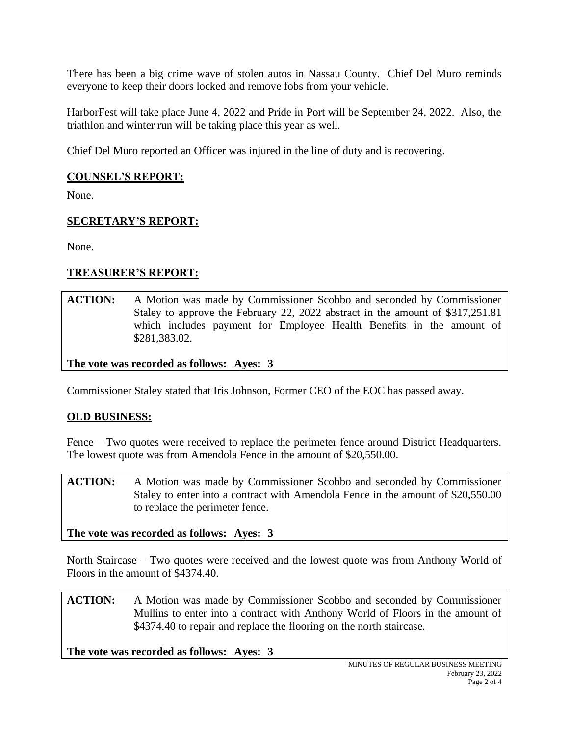There has been a big crime wave of stolen autos in Nassau County. Chief Del Muro reminds everyone to keep their doors locked and remove fobs from your vehicle.

HarborFest will take place June 4, 2022 and Pride in Port will be September 24, 2022. Also, the triathlon and winter run will be taking place this year as well.

Chief Del Muro reported an Officer was injured in the line of duty and is recovering.

## COUNSEL'S REPORT:

None.

## SECRETARY'S REPORT:

None.

## TREASURER'S REPORT:

**ACTION:** A Motion was made by Commissioner Scobbo and seconded by Commissioner Staley to approve the February 22, 2022 abstract in the amount of $317,251.81 which includes payment for Employee Health Benefits in the amount of $281,383.02.

**The vote was recorded as follows: Ayes: 3**

Commissioner Staley stated that Iris Johnson, Former CEO of the EOC has passed away.

## OLD BUSINESS:

Fence – Two quotes were received to replace the perimeter fence around District Headquarters. The lowest quote was from Amendola Fence in the amount of $20,550.00.

**ACTION:** A Motion was made by Commissioner Scobbo and seconded by Commissioner Staley to enter into a contract with Amendola Fence in the amount of $20,550.00 to replace the perimeter fence.

**The vote was recorded as follows: Ayes: 3**

North Staircase – Two quotes were received and the lowest quote was from Anthony World of Floors in the amount of $4374.40.

**ACTION:** A Motion was made by Commissioner Scobbo and seconded by Commissioner Mullins to enter into a contract with Anthony World of Floors in the amount of $4374.40 to repair and replace the flooring on the north staircase.

**The vote was recorded as follows: Ayes: 3**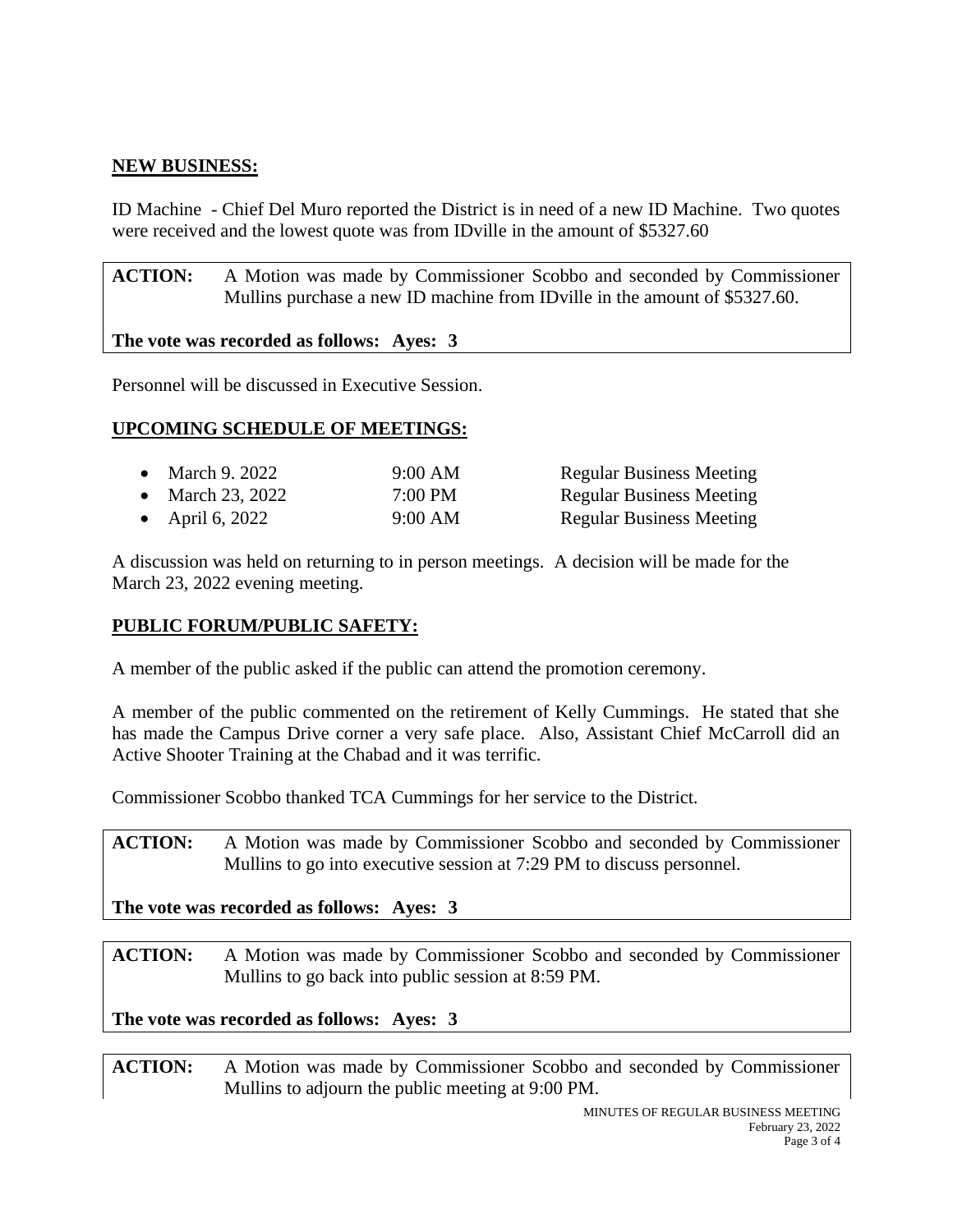## NEW BUSINESS:

ID Machine - Chief Del Muro reported the District is in need of a new ID Machine. Two quotes were received and the lowest quote was from IDville in the amount of $5327.60

**ACTION:** A Motion was made by Commissioner Scobbo and seconded by Commissioner Mullins purchase a new ID machine from IDville in the amount of $5327.60.

**The vote was recorded as follows: Ayes: 3**

Personnel will be discussed in Executive Session.

## UPCOMING SCHEDULE OF MEETINGS:

- March 9. 2022 — 9:00 AM — Regular Business Meeting
- March 23, 2022 — 7:00 PM — Regular Business Meeting
- April 6, 2022 — 9:00 AM — Regular Business Meeting

A discussion was held on returning to in person meetings. A decision will be made for the March 23, 2022 evening meeting.

## PUBLIC FORUM/PUBLIC SAFETY:

A member of the public asked if the public can attend the promotion ceremony.

A member of the public commented on the retirement of Kelly Cummings. He stated that she has made the Campus Drive corner a very safe place. Also, Assistant Chief McCarroll did an Active Shooter Training at the Chabad and it was terrific.

Commissioner Scobbo thanked TCA Cummings for her service to the District.

**ACTION:** A Motion was made by Commissioner Scobbo and seconded by Commissioner Mullins to go into executive session at 7:29 PM to discuss personnel.

**The vote was recorded as follows: Ayes: 3**

**ACTION:** A Motion was made by Commissioner Scobbo and seconded by Commissioner Mullins to go back into public session at 8:59 PM.

**The vote was recorded as follows: Ayes: 3**

**ACTION:** A Motion was made by Commissioner Scobbo and seconded by Commissioner Mullins to adjourn the public meeting at 9:00 PM.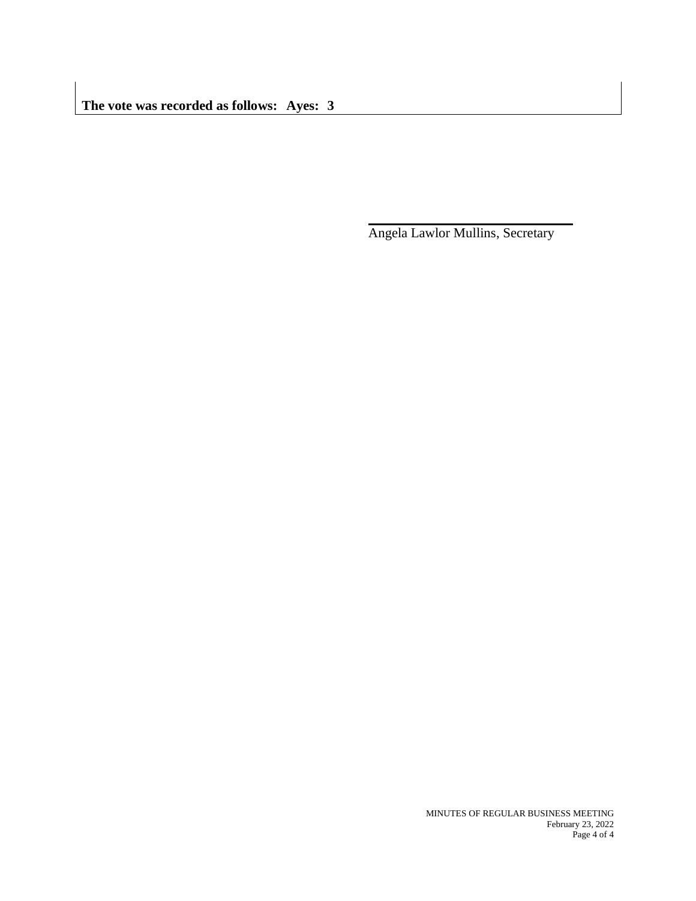**The vote was recorded as follows: Ayes: 3**

Angela Lawlor Mullins, Secretary